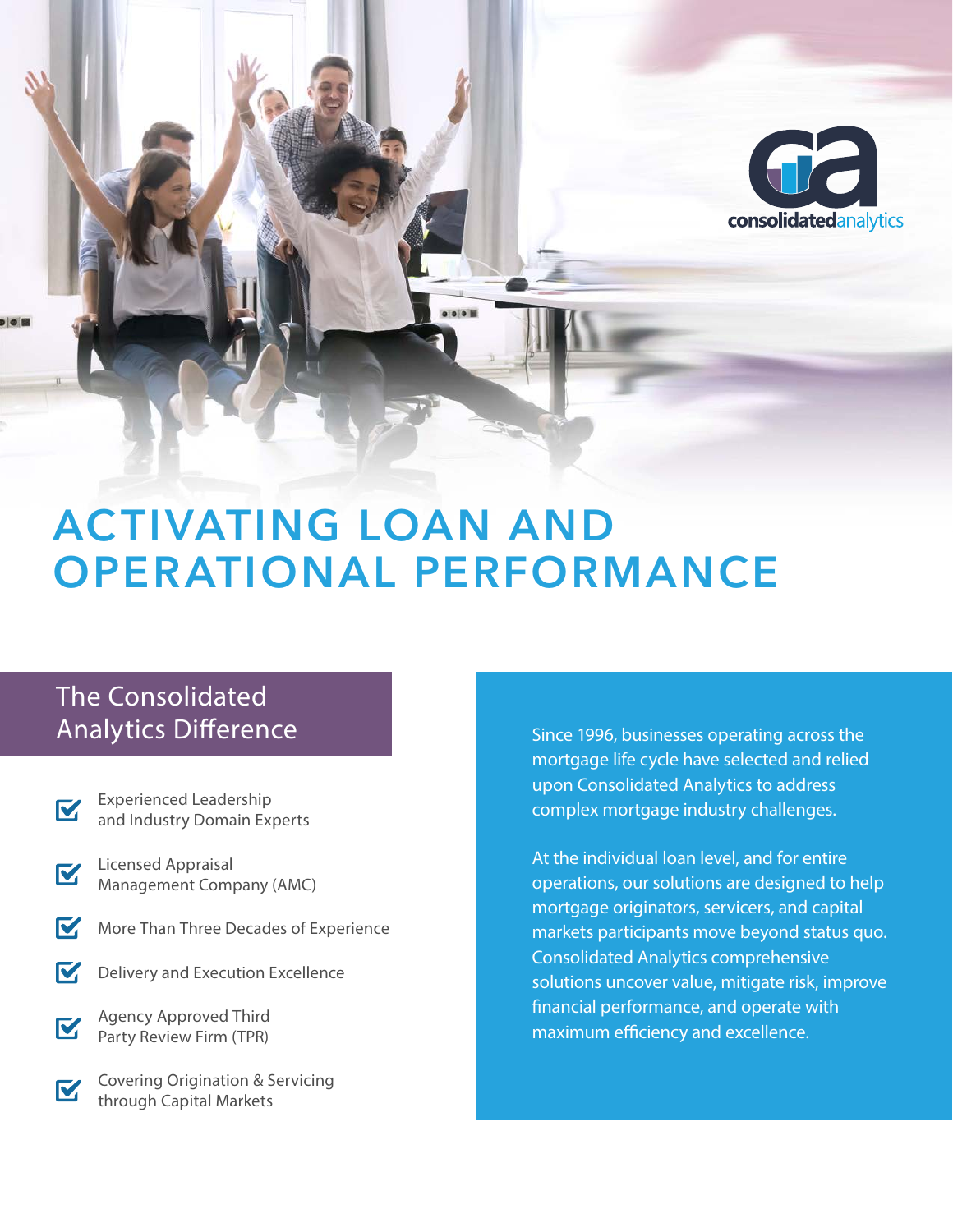consolidatedanalytics

# ACTIVATING LOAN AND OPERATIONAL PERFORMANCE

## The Consolidated Analytics Difference

- Experienced Leadership and Industry Domain Experts
- Licensed Appraisal Management Company (AMC)
- More Than Three Decades of Experience
- Delivery and Execution Excellence
- Agency Approved Third Party Review Firm (TPR)
- Covering Origination & Servicing through Capital Markets

Since 1996, businesses operating across the mortgage life cycle have selected and relied upon Consolidated Analytics to address complex mortgage industry challenges.

At the individual loan level, and for entire operations, our solutions are designed to help mortgage originators, servicers, and capital markets participants move beyond status quo. Consolidated Analytics comprehensive solutions uncover value, mitigate risk, improve financial performance, and operate with maximum efficiency and excellence.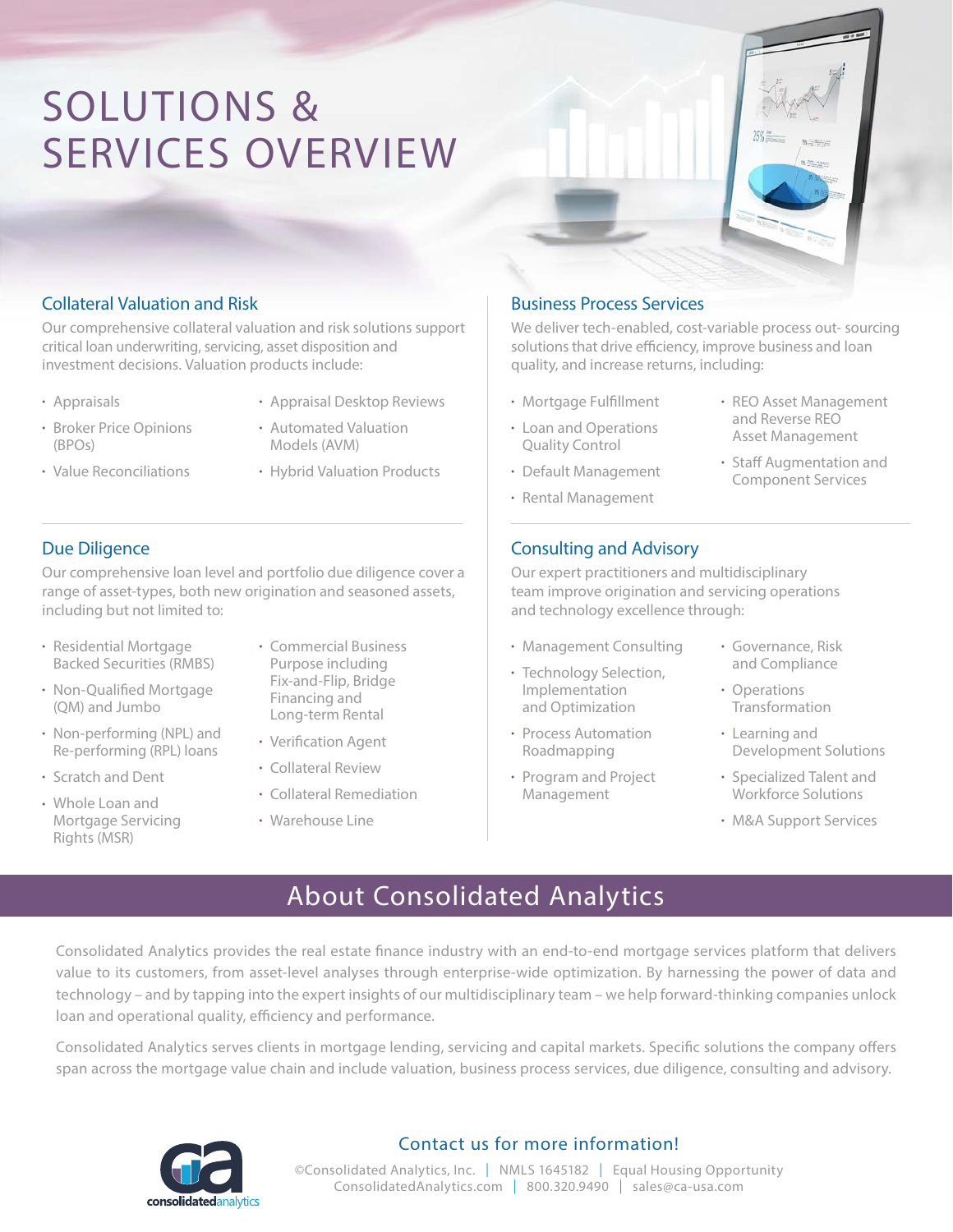# SOLUTIONS & SERVICES OVERVIEW

## Collateral Valuation and Risk

Our comprehensive collateral valuation and risk solutions support critical loan underwriting, servicing, asset disposition and investment decisions. Valuation products include:

- Appraisals
- Broker Price Opinions (BPOs)
- Value Reconciliations
- Appraisal Desktop Reviews
- Automated Valuation Models (AVM)
- Hybrid Valuation Products

## Due Diligence

Our comprehensive loan level and portfolio due diligence cover a range of asset-types, both new origination and seasoned assets, including but not limited to:

- Residential Mortgage Backed Securities (RMBS)
- Non-Qualified Mortgage (QM) and Jumbo
- Non-performing (NPL) and Re-performing (RPL) loans
- Scratch and Dent
- Whole Loan and Mortgage Servicing Rights (MSR)
- Commercial Business Purpose including Fix-and-Flip, Bridge Financing and Long-term Rental
- Verification Agent
- Collateral Review
- Collateral Remediation
- Warehouse Line

## Business Process Services

We deliver tech-enabled, cost-variable process out- sourcing solutions that drive efficiency, improve business and loan quality, and increase returns, including:

- Mortgage Fulfillment
- Loan and Operations Quality Control
- Default Management
- Rental Management
- REO Asset Management and Reverse REO Asset Management
- Staff Augmentation and Component Services

## Consulting and Advisory

Our expert practitioners and multidisciplinary team improve origination and servicing operations and technology excellence through:

- Management Consulting
- Technology Selection, Implementation and Optimization
- Process Automation Roadmapping
- Program and Project Management
- Governance, Risk and Compliance
- Operations Transformation
- Learning and Development Solutions
- Specialized Talent and Workforce Solutions
- M&A Support Services

## About Consolidated Analytics

Consolidated Analytics provides the real estate finance industry with an end-to-end mortgage services platform that delivers value to its customers, from asset-level analyses through enterprise-wide optimization. By harnessing the power of data and technology – and by tapping into the expert insights of our multidisciplinary team – we help forward-thinking companies unlock loan and operational quality, efficiency and performance.

Consolidated Analytics serves clients in mortgage lending, servicing and capital markets. Specific solutions the company offers span across the mortgage value chain and include valuation, business process services, due diligence, consulting and advisory.

consolidatedanalytics

### Contact us for more information!

©Consolidated Analytics, Inc. | NMLS 1645182 | Equal Housing Opportunity
ConsolidatedAnalytics.com | 800.320.9490 | sales@ca-usa.com